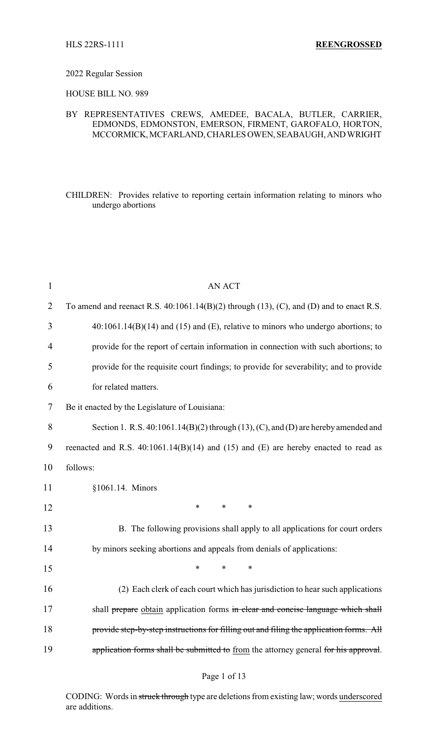HLS 22RS-1111 **REENGROSSED**

2022 Regular Session

HOUSE BILL NO. 989

BY REPRESENTATIVES CREWS, AMEDEE, BACALA, BUTLER, CARRIER, EDMONDS, EDMONSTON, EMERSON, FIRMENT, GAROFALO, HORTON, MCCORMICK, MCFARLAND, CHARLES OWEN, SEABAUGH, AND WRIGHT

CHILDREN: Provides relative to reporting certain information relating to minors who undergo abortions

AN ACT

To amend and reenact R.S. 40:1061.14(B)(2) through (13), (C), and (D) and to enact R.S. 40:1061.14(B)(14) and (15) and (E), relative to minors who undergo abortions; to provide for the report of certain information in connection with such abortions; to provide for the requisite court findings; to provide for severability; and to provide for related matters.

Be it enacted by the Legislature of Louisiana:

Section 1. R.S. 40:1061.14(B)(2) through (13), (C), and (D) are hereby amended and reenacted and R.S. 40:1061.14(B)(14) and (15) and (E) are hereby enacted to read as follows:

§1061.14. Minors

\* \* \*

B. The following provisions shall apply to all applications for court orders by minors seeking abortions and appeals from denials of applications:

\* \* \*

(2) Each clerk of each court which has jurisdiction to hear such applications shall ~~prepare~~ obtain application forms ~~in clear and concise language which shall provide step-by-step instructions for filling out and filing the application forms. All application forms shall be submitted to~~ from the attorney general ~~for his approval~~.

CODING: Words in ~~struck through~~ type are deletions from existing law; words underscored are additions.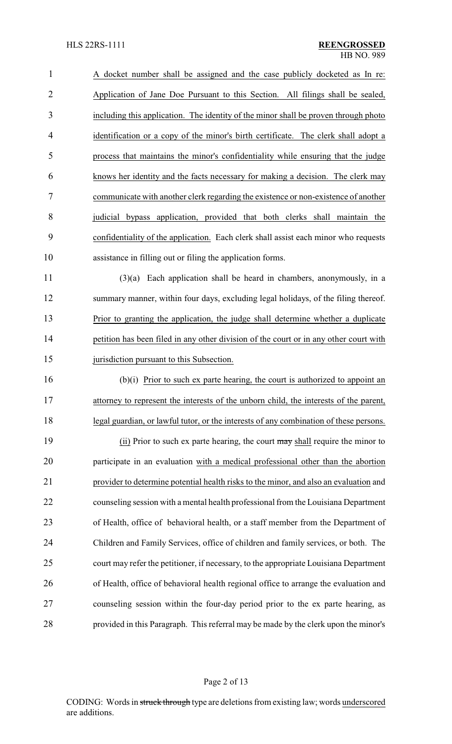A docket number shall be assigned and the case publicly docketed as In re: Application of Jane Doe Pursuant to this Section. All filings shall be sealed, including this application. The identity of the minor shall be proven through photo identification or a copy of the minor's birth certificate. The clerk shall adopt a process that maintains the minor's confidentiality while ensuring that the judge knows her identity and the facts necessary for making a decision. The clerk may communicate with another clerk regarding the existence or non-existence of another judicial bypass application, provided that both clerks shall maintain the confidentiality of the application. Each clerk shall assist each minor who requests assistance in filling out or filing the application forms.

(3)(a) Each application shall be heard in chambers, anonymously, in a summary manner, within four days, excluding legal holidays, of the filing thereof. Prior to granting the application, the judge shall determine whether a duplicate petition has been filed in any other division of the court or in any other court with jurisdiction pursuant to this Subsection.

(b)(i) Prior to such ex parte hearing, the court is authorized to appoint an attorney to represent the interests of the unborn child, the interests of the parent, legal guardian, or lawful tutor, or the interests of any combination of these persons.

(ii) Prior to such ex parte hearing, the court ~~may~~ shall require the minor to participate in an evaluation with a medical professional other than the abortion provider to determine potential health risks to the minor, and also an evaluation and counseling session with a mental health professional from the Louisiana Department of Health, office of behavioral health, or a staff member from the Department of Children and Family Services, office of children and family services, or both. The court may refer the petitioner, if necessary, to the appropriate Louisiana Department of Health, office of behavioral health regional office to arrange the evaluation and counseling session within the four-day period prior to the ex parte hearing, as provided in this Paragraph. This referral may be made by the clerk upon the minor's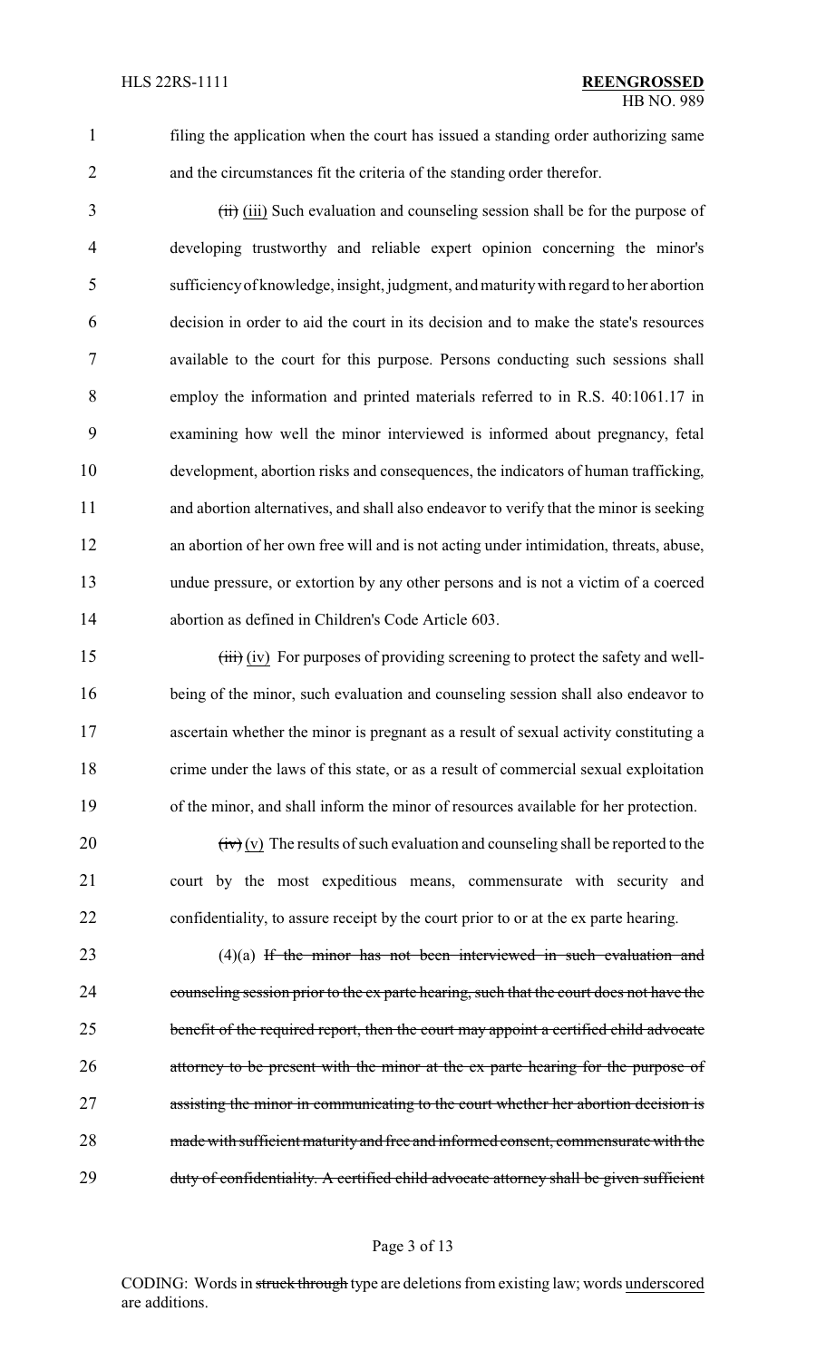filing the application when the court has issued a standing order authorizing same and the circumstances fit the criteria of the standing order therefor.

~~(ii)~~ (iii) Such evaluation and counseling session shall be for the purpose of developing trustworthy and reliable expert opinion concerning the minor's sufficiency of knowledge, insight, judgment, and maturity with regard to her abortion decision in order to aid the court in its decision and to make the state's resources available to the court for this purpose. Persons conducting such sessions shall employ the information and printed materials referred to in R.S. 40:1061.17 in examining how well the minor interviewed is informed about pregnancy, fetal development, abortion risks and consequences, the indicators of human trafficking, and abortion alternatives, and shall also endeavor to verify that the minor is seeking an abortion of her own free will and is not acting under intimidation, threats, abuse, undue pressure, or extortion by any other persons and is not a victim of a coerced abortion as defined in Children's Code Article 603.

~~(iii)~~ (iv) For purposes of providing screening to protect the safety and well-being of the minor, such evaluation and counseling session shall also endeavor to ascertain whether the minor is pregnant as a result of sexual activity constituting a crime under the laws of this state, or as a result of commercial sexual exploitation of the minor, and shall inform the minor of resources available for her protection.

~~(iv)~~ (v) The results of such evaluation and counseling shall be reported to the court by the most expeditious means, commensurate with security and confidentiality, to assure receipt by the court prior to or at the ex parte hearing.

(4)(a) ~~If the minor has not been interviewed in such evaluation and counseling session prior to the ex parte hearing, such that the court does not have the benefit of the required report, then the court may appoint a certified child advocate attorney to be present with the minor at the ex parte hearing for the purpose of assisting the minor in communicating to the court whether her abortion decision is made with sufficient maturity and free and informed consent, commensurate with the duty of confidentiality. A certified child advocate attorney shall be given sufficient~~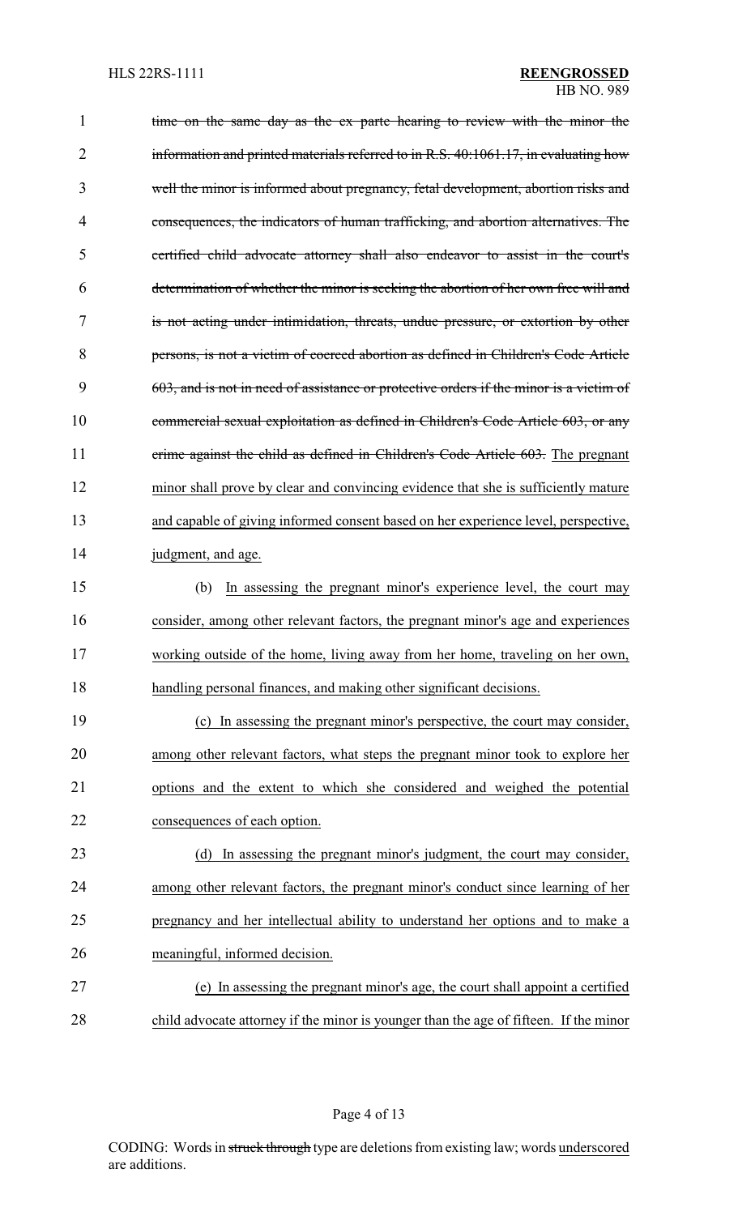~~time on the same day as the ex parte hearing to review with the minor the information and printed materials referred to in R.S. 40:1061.17, in evaluating how well the minor is informed about pregnancy, fetal development, abortion risks and consequences, the indicators of human trafficking, and abortion alternatives. The certified child advocate attorney shall also endeavor to assist in the court's determination of whether the minor is seeking the abortion of her own free will and is not acting under intimidation, threats, undue pressure, or extortion by other persons, is not a victim of coerced abortion as defined in Children's Code Article 603, and is not in need of assistance or protective orders if the minor is a victim of commercial sexual exploitation as defined in Children's Code Article 603, or any crime against the child as defined in Children's Code Article 603.~~ <u>The pregnant minor shall prove by clear and convincing evidence that she is sufficiently mature and capable of giving informed consent based on her experience level, perspective, judgment, and age.</u>

<u>(b) In assessing the pregnant minor's experience level, the court may consider, among other relevant factors, the pregnant minor's age and experiences working outside of the home, living away from her home, traveling on her own, handling personal finances, and making other significant decisions.</u>

<u>(c) In assessing the pregnant minor's perspective, the court may consider, among other relevant factors, what steps the pregnant minor took to explore her options and the extent to which she considered and weighed the potential consequences of each option.</u>

<u>(d) In assessing the pregnant minor's judgment, the court may consider, among other relevant factors, the pregnant minor's conduct since learning of her pregnancy and her intellectual ability to understand her options and to make a meaningful, informed decision.</u>

<u>(e) In assessing the pregnant minor's age, the court shall appoint a certified child advocate attorney if the minor is younger than the age of fifteen. If the minor</u>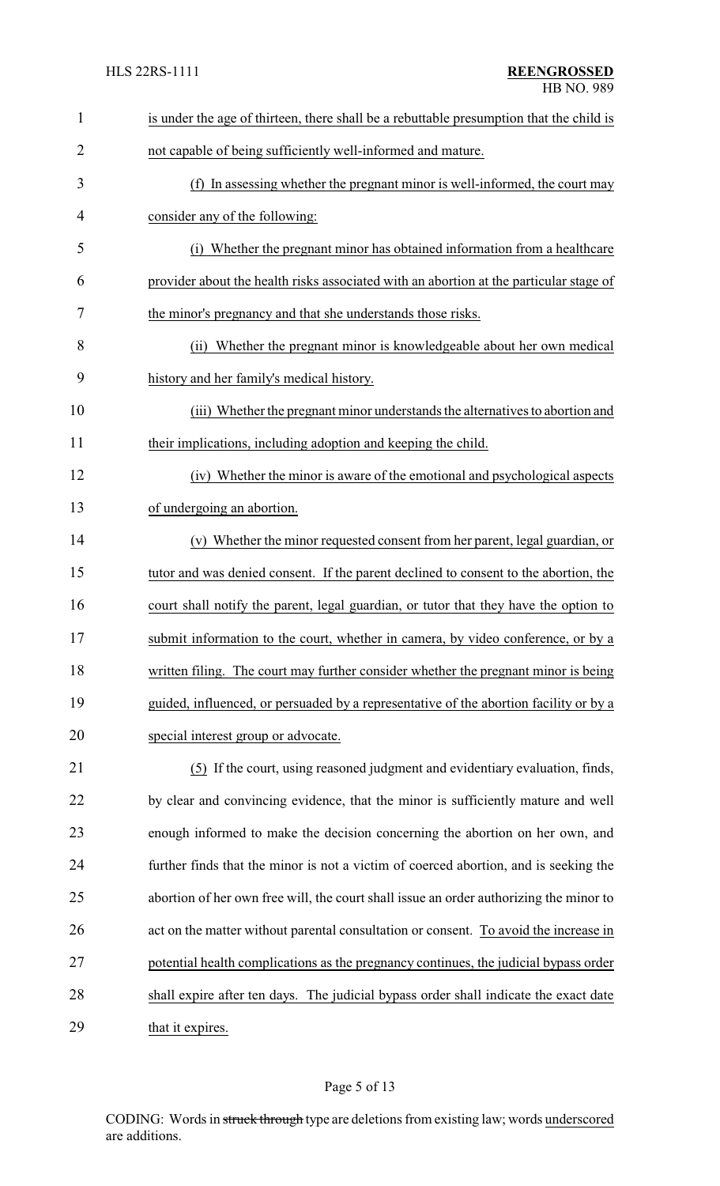is under the age of thirteen, there shall be a rebuttable presumption that the child is not capable of being sufficiently well-informed and mature.

(f) In assessing whether the pregnant minor is well-informed, the court may consider any of the following:

(i) Whether the pregnant minor has obtained information from a healthcare provider about the health risks associated with an abortion at the particular stage of the minor's pregnancy and that she understands those risks.

(ii) Whether the pregnant minor is knowledgeable about her own medical history and her family's medical history.

(iii) Whether the pregnant minor understands the alternatives to abortion and their implications, including adoption and keeping the child.

(iv) Whether the minor is aware of the emotional and psychological aspects of undergoing an abortion.

(v) Whether the minor requested consent from her parent, legal guardian, or tutor and was denied consent. If the parent declined to consent to the abortion, the court shall notify the parent, legal guardian, or tutor that they have the option to submit information to the court, whether in camera, by video conference, or by a written filing. The court may further consider whether the pregnant minor is being guided, influenced, or persuaded by a representative of the abortion facility or by a special interest group or advocate.

(5) If the court, using reasoned judgment and evidentiary evaluation, finds, by clear and convincing evidence, that the minor is sufficiently mature and well enough informed to make the decision concerning the abortion on her own, and further finds that the minor is not a victim of coerced abortion, and is seeking the abortion of her own free will, the court shall issue an order authorizing the minor to act on the matter without parental consultation or consent. To avoid the increase in potential health complications as the pregnancy continues, the judicial bypass order shall expire after ten days. The judicial bypass order shall indicate the exact date that it expires.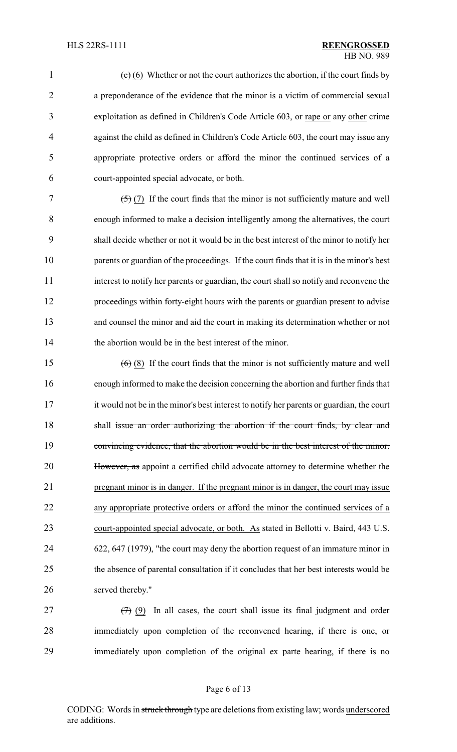~~(c)~~ (6) Whether or not the court authorizes the abortion, if the court finds by a preponderance of the evidence that the minor is a victim of commercial sexual exploitation as defined in Children's Code Article 603, or <u>rape or</u> any <u>other</u> crime against the child as defined in Children's Code Article 603, the court may issue any appropriate protective orders or afford the minor the continued services of a court-appointed special advocate, or both.

~~(5)~~ <u>(7)</u> If the court finds that the minor is not sufficiently mature and well enough informed to make a decision intelligently among the alternatives, the court shall decide whether or not it would be in the best interest of the minor to notify her parents or guardian of the proceedings. If the court finds that it is in the minor's best interest to notify her parents or guardian, the court shall so notify and reconvene the proceedings within forty-eight hours with the parents or guardian present to advise and counsel the minor and aid the court in making its determination whether or not the abortion would be in the best interest of the minor.

~~(6)~~ <u>(8)</u> If the court finds that the minor is not sufficiently mature and well enough informed to make the decision concerning the abortion and further finds that it would not be in the minor's best interest to notify her parents or guardian, the court shall ~~issue an order authorizing the abortion if the court finds, by clear and convincing evidence, that the abortion would be in the best interest of the minor. However, as~~ <u>appoint a certified child advocate attorney to determine whether the pregnant minor is in danger. If the pregnant minor is in danger, the court may issue any appropriate protective orders or afford the minor the continued services of a court-appointed special advocate, or both. As</u> stated in Bellotti v. Baird, 443 U.S. 622, 647 (1979), "the court may deny the abortion request of an immature minor in the absence of parental consultation if it concludes that her best interests would be served thereby."

~~(7)~~ <u>(9)</u> In all cases, the court shall issue its final judgment and order immediately upon completion of the reconvened hearing, if there is one, or immediately upon completion of the original ex parte hearing, if there is no

CODING: Words in ~~struck through~~ type are deletions from existing law; words <u>underscored</u> are additions.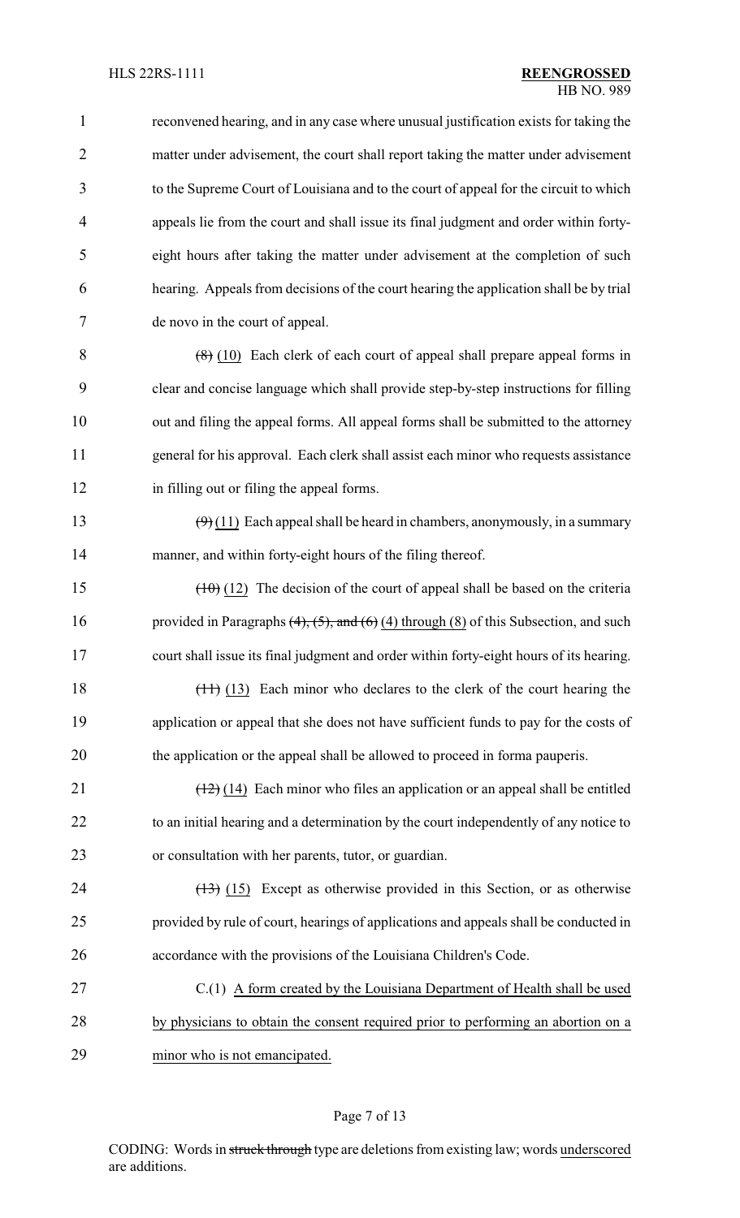reconvened hearing, and in any case where unusual justification exists for taking the matter under advisement, the court shall report taking the matter under advisement to the Supreme Court of Louisiana and to the court of appeal for the circuit to which appeals lie from the court and shall issue its final judgment and order within forty-eight hours after taking the matter under advisement at the completion of such hearing. Appeals from decisions of the court hearing the application shall be by trial de novo in the court of appeal.

~~(8)~~ (10) Each clerk of each court of appeal shall prepare appeal forms in clear and concise language which shall provide step-by-step instructions for filling out and filing the appeal forms. All appeal forms shall be submitted to the attorney general for his approval. Each clerk shall assist each minor who requests assistance in filling out or filing the appeal forms.

~~(9)~~ (11) Each appeal shall be heard in chambers, anonymously, in a summary manner, and within forty-eight hours of the filing thereof.

~~(10)~~ (12) The decision of the court of appeal shall be based on the criteria provided in Paragraphs ~~(4), (5), and (6)~~ (4) through (8) of this Subsection, and such court shall issue its final judgment and order within forty-eight hours of its hearing.

~~(11)~~ (13) Each minor who declares to the clerk of the court hearing the application or appeal that she does not have sufficient funds to pay for the costs of the application or the appeal shall be allowed to proceed in forma pauperis.

~~(12)~~ (14) Each minor who files an application or an appeal shall be entitled to an initial hearing and a determination by the court independently of any notice to or consultation with her parents, tutor, or guardian.

~~(13)~~ (15) Except as otherwise provided in this Section, or as otherwise provided by rule of court, hearings of applications and appeals shall be conducted in accordance with the provisions of the Louisiana Children's Code.

C.(1) A form created by the Louisiana Department of Health shall be used by physicians to obtain the consent required prior to performing an abortion on a minor who is not emancipated.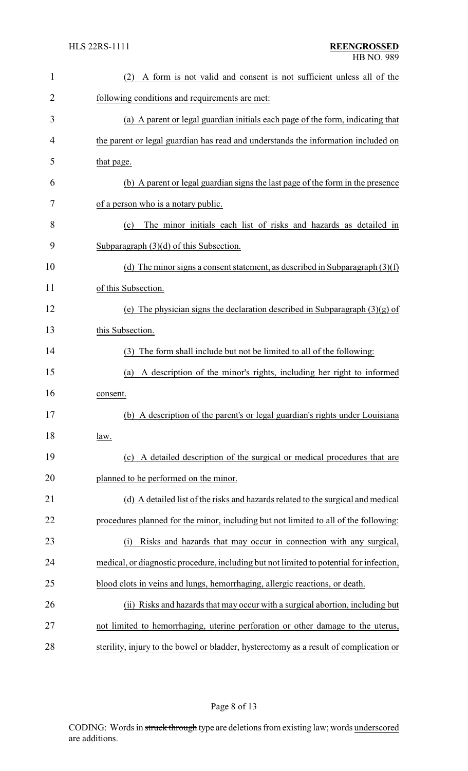(2) A form is not valid and consent is not sufficient unless all of the following conditions and requirements are met:

(a) A parent or legal guardian initials each page of the form, indicating that the parent or legal guardian has read and understands the information included on that page.

(b) A parent or legal guardian signs the last page of the form in the presence of a person who is a notary public.

(c) The minor initials each list of risks and hazards as detailed in Subparagraph (3)(d) of this Subsection.

(d) The minor signs a consent statement, as described in Subparagraph (3)(f) of this Subsection.

(e) The physician signs the declaration described in Subparagraph (3)(g) of this Subsection.

(3) The form shall include but not be limited to all of the following:

(a) A description of the minor's rights, including her right to informed consent.

(b) A description of the parent's or legal guardian's rights under Louisiana law.

(c) A detailed description of the surgical or medical procedures that are planned to be performed on the minor.

(d) A detailed list of the risks and hazards related to the surgical and medical procedures planned for the minor, including but not limited to all of the following:

(i) Risks and hazards that may occur in connection with any surgical, medical, or diagnostic procedure, including but not limited to potential for infection, blood clots in veins and lungs, hemorrhaging, allergic reactions, or death.

(ii) Risks and hazards that may occur with a surgical abortion, including but not limited to hemorrhaging, uterine perforation or other damage to the uterus, sterility, injury to the bowel or bladder, hysterectomy as a result of complication or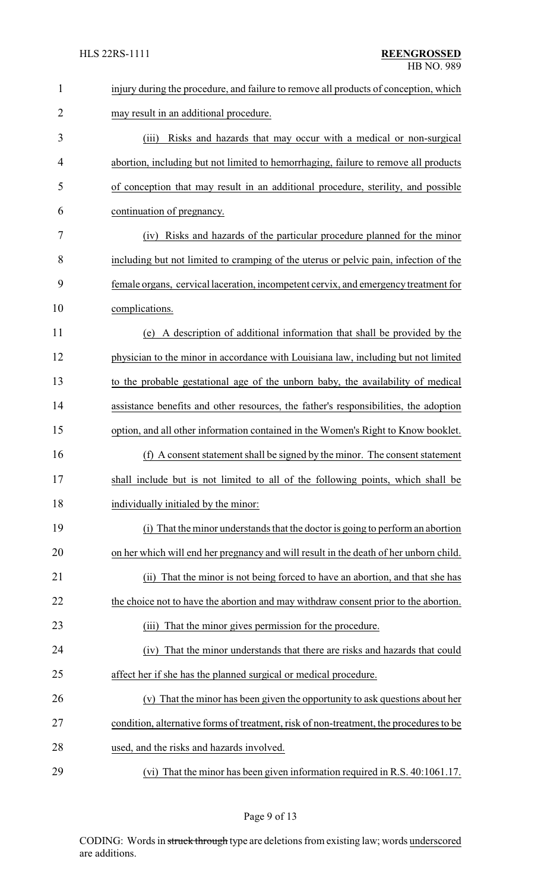injury during the procedure, and failure to remove all products of conception, which may result in an additional procedure.

(iii) Risks and hazards that may occur with a medical or non-surgical abortion, including but not limited to hemorrhaging, failure to remove all products of conception that may result in an additional procedure, sterility, and possible continuation of pregnancy.

(iv) Risks and hazards of the particular procedure planned for the minor including but not limited to cramping of the uterus or pelvic pain, infection of the female organs, cervical laceration, incompetent cervix, and emergency treatment for complications.

(e) A description of additional information that shall be provided by the physician to the minor in accordance with Louisiana law, including but not limited to the probable gestational age of the unborn baby, the availability of medical assistance benefits and other resources, the father's responsibilities, the adoption option, and all other information contained in the Women's Right to Know booklet.

(f) A consent statement shall be signed by the minor. The consent statement shall include but is not limited to all of the following points, which shall be individually initialed by the minor:

(i) That the minor understands that the doctor is going to perform an abortion on her which will end her pregnancy and will result in the death of her unborn child.

(ii) That the minor is not being forced to have an abortion, and that she has the choice not to have the abortion and may withdraw consent prior to the abortion.

(iii) That the minor gives permission for the procedure.

(iv) That the minor understands that there are risks and hazards that could affect her if she has the planned surgical or medical procedure.

(v) That the minor has been given the opportunity to ask questions about her condition, alternative forms of treatment, risk of non-treatment, the procedures to be used, and the risks and hazards involved.

(vi) That the minor has been given information required in R.S. 40:1061.17.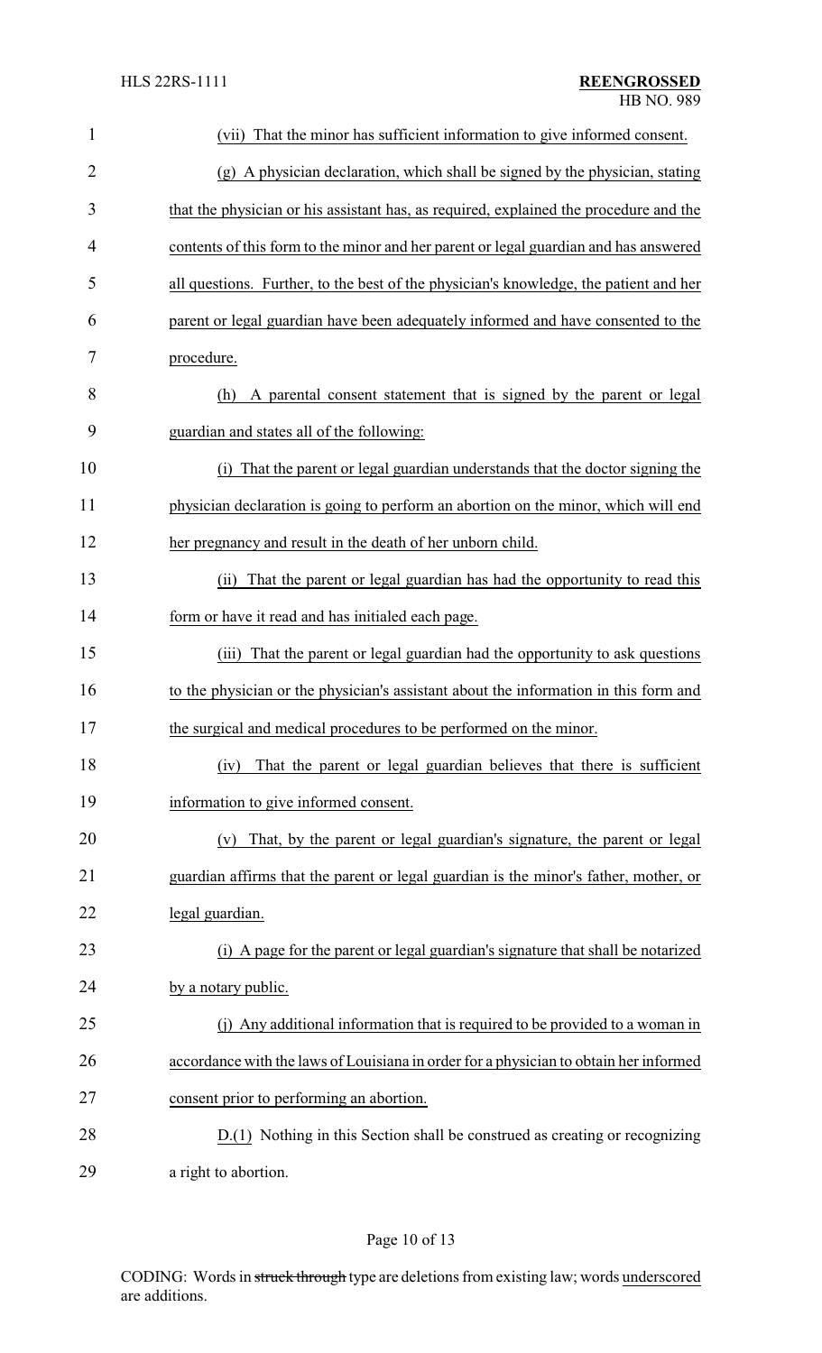(vii) That the minor has sufficient information to give informed consent.

(g) A physician declaration, which shall be signed by the physician, stating that the physician or his assistant has, as required, explained the procedure and the contents of this form to the minor and her parent or legal guardian and has answered all questions. Further, to the best of the physician's knowledge, the patient and her parent or legal guardian have been adequately informed and have consented to the procedure.

(h) A parental consent statement that is signed by the parent or legal guardian and states all of the following:

(i) That the parent or legal guardian understands that the doctor signing the physician declaration is going to perform an abortion on the minor, which will end her pregnancy and result in the death of her unborn child.

(ii) That the parent or legal guardian has had the opportunity to read this form or have it read and has initialed each page.

(iii) That the parent or legal guardian had the opportunity to ask questions to the physician or the physician's assistant about the information in this form and the surgical and medical procedures to be performed on the minor.

(iv) That the parent or legal guardian believes that there is sufficient information to give informed consent.

(v) That, by the parent or legal guardian's signature, the parent or legal guardian affirms that the parent or legal guardian is the minor's father, mother, or legal guardian.

(i) A page for the parent or legal guardian's signature that shall be notarized by a notary public.

(j) Any additional information that is required to be provided to a woman in accordance with the laws of Louisiana in order for a physician to obtain her informed consent prior to performing an abortion.

D.(1) Nothing in this Section shall be construed as creating or recognizing a right to abortion.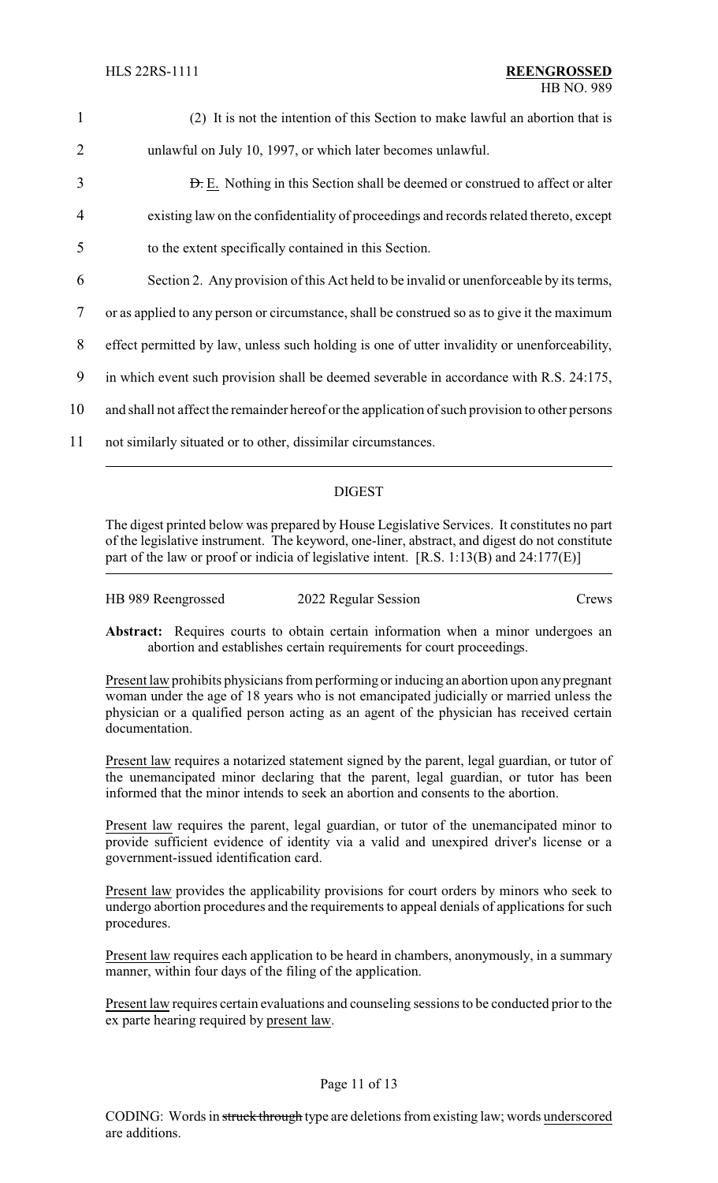(2) It is not the intention of this Section to make lawful an abortion that is unlawful on July 10, 1997, or which later becomes unlawful.

~~D.~~ E. Nothing in this Section shall be deemed or construed to affect or alter existing law on the confidentiality of proceedings and records related thereto, except to the extent specifically contained in this Section.

Section 2. Any provision of this Act held to be invalid or unenforceable by its terms, or as applied to any person or circumstance, shall be construed so as to give it the maximum effect permitted by law, unless such holding is one of utter invalidity or unenforceability, in which event such provision shall be deemed severable in accordance with R.S. 24:175, and shall not affect the remainder hereof or the application of such provision to other persons not similarly situated or to other, dissimilar circumstances.

---

## DIGEST

The digest printed below was prepared by House Legislative Services. It constitutes no part of the legislative instrument. The keyword, one-liner, abstract, and digest do not constitute part of the law or proof or indicia of legislative intent. [R.S. 1:13(B) and 24:177(E)]

---

HB 989 Reengrossed 2022 Regular Session Crews

**Abstract:** Requires courts to obtain certain information when a minor undergoes an abortion and establishes certain requirements for court proceedings.

Present law prohibits physicians from performing or inducing an abortion upon any pregnant woman under the age of 18 years who is not emancipated judicially or married unless the physician or a qualified person acting as an agent of the physician has received certain documentation.

Present law requires a notarized statement signed by the parent, legal guardian, or tutor of the unemancipated minor declaring that the parent, legal guardian, or tutor has been informed that the minor intends to seek an abortion and consents to the abortion.

Present law requires the parent, legal guardian, or tutor of the unemancipated minor to provide sufficient evidence of identity via a valid and unexpired driver's license or a government-issued identification card.

Present law provides the applicability provisions for court orders by minors who seek to undergo abortion procedures and the requirements to appeal denials of applications for such procedures.

Present law requires each application to be heard in chambers, anonymously, in a summary manner, within four days of the filing of the application.

Present law requires certain evaluations and counseling sessions to be conducted prior to the ex parte hearing required by present law.

CODING: Words in ~~struck through~~ type are deletions from existing law; words underscored are additions.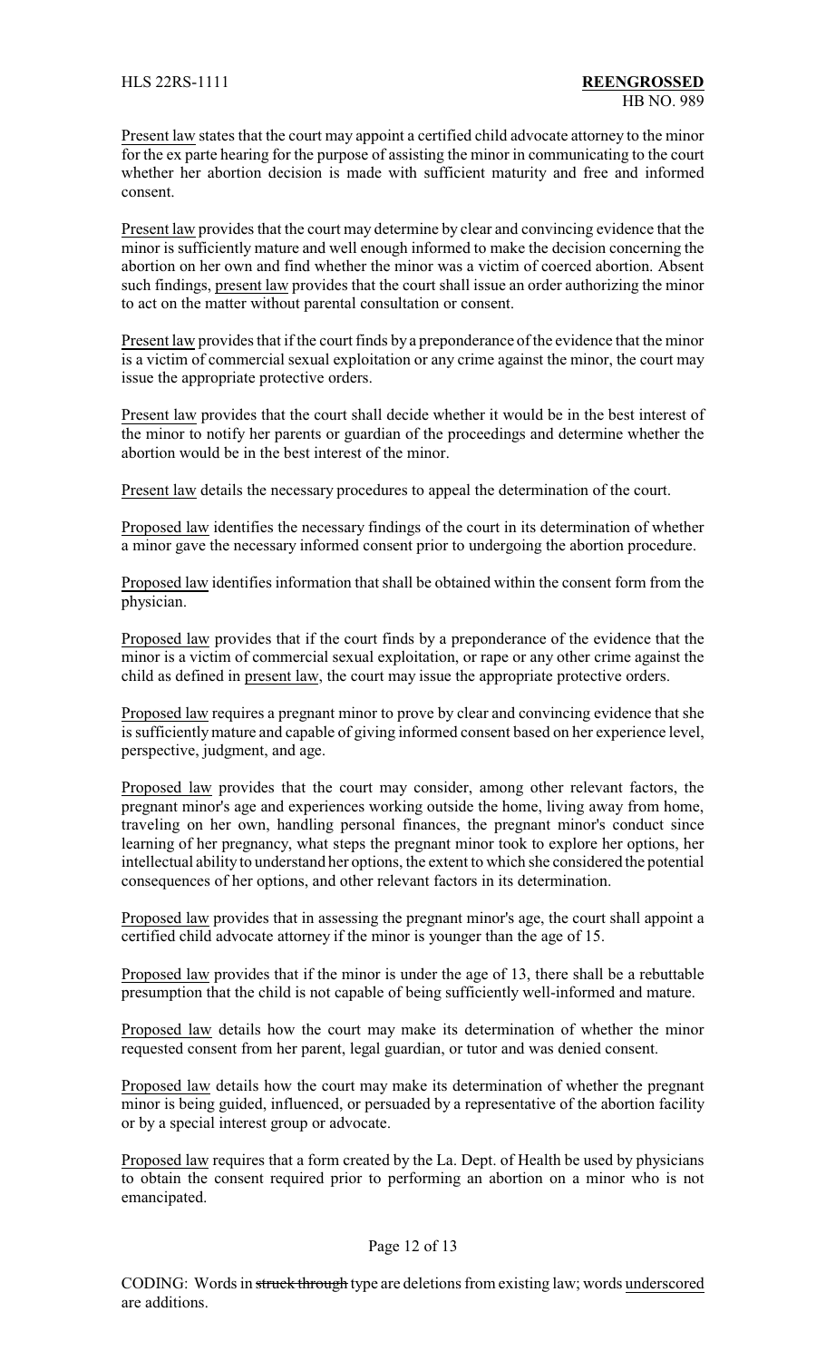Present law states that the court may appoint a certified child advocate attorney to the minor for the ex parte hearing for the purpose of assisting the minor in communicating to the court whether her abortion decision is made with sufficient maturity and free and informed consent.

Present law provides that the court may determine by clear and convincing evidence that the minor is sufficiently mature and well enough informed to make the decision concerning the abortion on her own and find whether the minor was a victim of coerced abortion. Absent such findings, present law provides that the court shall issue an order authorizing the minor to act on the matter without parental consultation or consent.

Present law provides that if the court finds by a preponderance of the evidence that the minor is a victim of commercial sexual exploitation or any crime against the minor, the court may issue the appropriate protective orders.

Present law provides that the court shall decide whether it would be in the best interest of the minor to notify her parents or guardian of the proceedings and determine whether the abortion would be in the best interest of the minor.

Present law details the necessary procedures to appeal the determination of the court.

Proposed law identifies the necessary findings of the court in its determination of whether a minor gave the necessary informed consent prior to undergoing the abortion procedure.

Proposed law identifies information that shall be obtained within the consent form from the physician.

Proposed law provides that if the court finds by a preponderance of the evidence that the minor is a victim of commercial sexual exploitation, or rape or any other crime against the child as defined in present law, the court may issue the appropriate protective orders.

Proposed law requires a pregnant minor to prove by clear and convincing evidence that she is sufficiently mature and capable of giving informed consent based on her experience level, perspective, judgment, and age.

Proposed law provides that the court may consider, among other relevant factors, the pregnant minor's age and experiences working outside the home, living away from home, traveling on her own, handling personal finances, the pregnant minor's conduct since learning of her pregnancy, what steps the pregnant minor took to explore her options, her intellectual ability to understand her options, the extent to which she considered the potential consequences of her options, and other relevant factors in its determination.

Proposed law provides that in assessing the pregnant minor's age, the court shall appoint a certified child advocate attorney if the minor is younger than the age of 15.

Proposed law provides that if the minor is under the age of 13, there shall be a rebuttable presumption that the child is not capable of being sufficiently well-informed and mature.

Proposed law details how the court may make its determination of whether the minor requested consent from her parent, legal guardian, or tutor and was denied consent.

Proposed law details how the court may make its determination of whether the pregnant minor is being guided, influenced, or persuaded by a representative of the abortion facility or by a special interest group or advocate.

Proposed law requires that a form created by the La. Dept. of Health be used by physicians to obtain the consent required prior to performing an abortion on a minor who is not emancipated.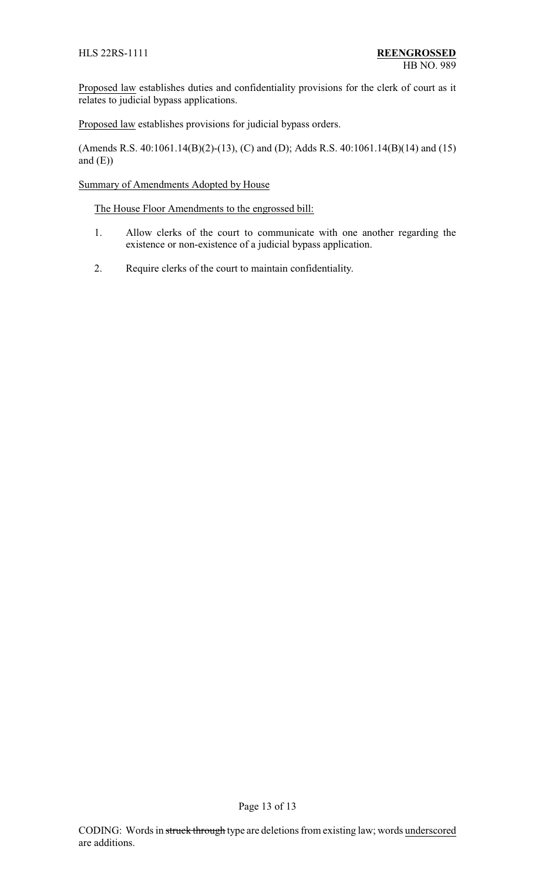Proposed law establishes duties and confidentiality provisions for the clerk of court as it relates to judicial bypass applications.

Proposed law establishes provisions for judicial bypass orders.

(Amends R.S. 40:1061.14(B)(2)-(13), (C) and (D); Adds R.S. 40:1061.14(B)(14) and (15) and (E))

Summary of Amendments Adopted by House

The House Floor Amendments to the engrossed bill:

1. Allow clerks of the court to communicate with one another regarding the existence or non-existence of a judicial bypass application.

2. Require clerks of the court to maintain confidentiality.

CODING: Words in ~~struck through~~ type are deletions from existing law; words underscored are additions.